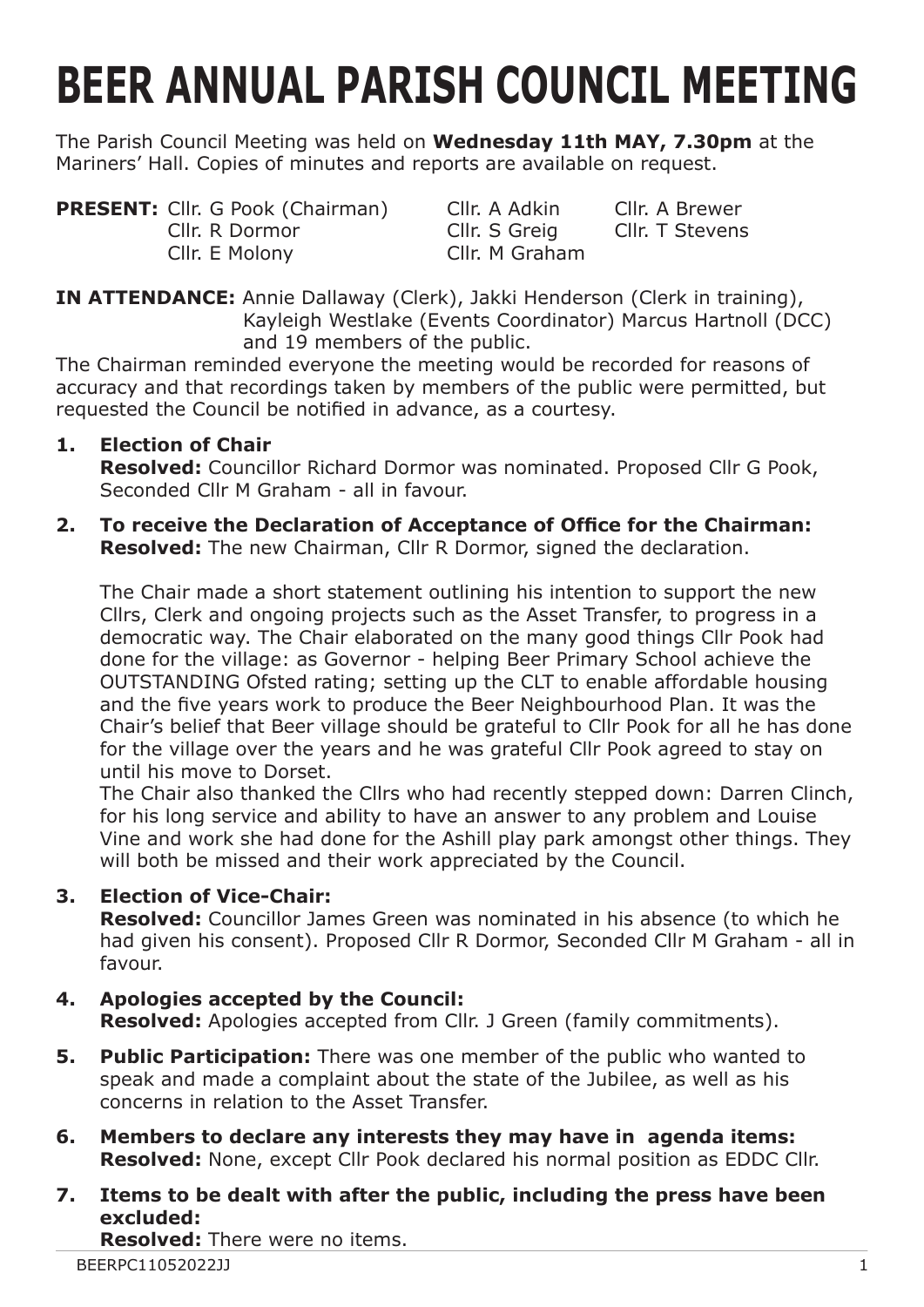# BEER ANNUAL PARISH COUNCIL MEETING

The Parish Council Meeting was held on **Wednesday 11th MAY, 7.30pm** at the Mariners' Hall. Copies of minutes and reports are available on request.

**PRESENT:** Cllr. G Pook (Chairman), Cllr. A Adkin, Cllr. A Brewer, Cllr. R Dormor, Cllr. S Greig, Cllr. T Stevens, Cllr. E Molony, Cllr. M Graham

**IN ATTENDANCE:** Annie Dallaway (Clerk), Jakki Henderson (Clerk in training), Kayleigh Westlake (Events Coordinator) Marcus Hartnoll (DCC) and 19 members of the public.

The Chairman reminded everyone the meeting would be recorded for reasons of accuracy and that recordings taken by members of the public were permitted, but requested the Council be notified in advance, as a courtesy.

1. **Election of Chair**
   **Resolved:** Councillor Richard Dormor was nominated. Proposed Cllr G Pook, Seconded Cllr M Graham - all in favour.

2. **To receive the Declaration of Acceptance of Office for the Chairman:**
   **Resolved:** The new Chairman, Cllr R Dormor, signed the declaration.

   The Chair made a short statement outlining his intention to support the new Cllrs, Clerk and ongoing projects such as the Asset Transfer, to progress in a democratic way. The Chair elaborated on the many good things Cllr Pook had done for the village: as Governor - helping Beer Primary School achieve the OUTSTANDING Ofsted rating; setting up the CLT to enable affordable housing and the five years work to produce the Beer Neighbourhood Plan. It was the Chair's belief that Beer village should be grateful to Cllr Pook for all he has done for the village over the years and he was grateful Cllr Pook agreed to stay on until his move to Dorset.
   The Chair also thanked the Cllrs who had recently stepped down: Darren Clinch, for his long service and ability to have an answer to any problem and Louise Vine and work she had done for the Ashill play park amongst other things. They will both be missed and their work appreciated by the Council.

3. **Election of Vice-Chair:**
   **Resolved:** Councillor James Green was nominated in his absence (to which he had given his consent). Proposed Cllr R Dormor, Seconded Cllr M Graham - all in favour.

4. **Apologies accepted by the Council:**
   **Resolved:** Apologies accepted from Cllr. J Green (family commitments).

5. **Public Participation:** There was one member of the public who wanted to speak and made a complaint about the state of the Jubilee, as well as his concerns in relation to the Asset Transfer.

6. **Members to declare any interests they may have in agenda items:**
   **Resolved:** None, except Cllr Pook declared his normal position as EDDC Cllr.

7. **Items to be dealt with after the public, including the press have been excluded:**
   **Resolved:** There were no items.

BEERPC11052022JJ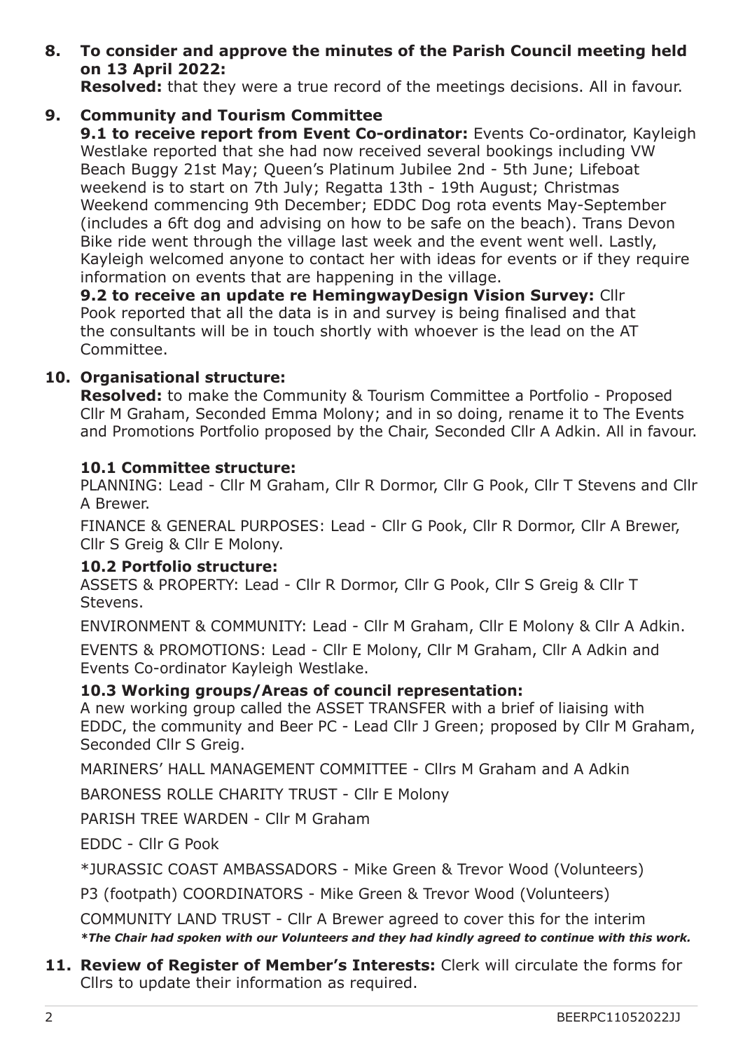**8. To consider and approve the minutes of the Parish Council meeting held on 13 April 2022:**

**Resolved:** that they were a true record of the meetings decisions. All in favour.

**9. Community and Tourism Committee**

**9.1 to receive report from Event Co-ordinator:** Events Co-ordinator, Kayleigh Westlake reported that she had now received several bookings including VW Beach Buggy 21st May; Queen's Platinum Jubilee 2nd - 5th June; Lifeboat weekend is to start on 7th July; Regatta 13th - 19th August; Christmas Weekend commencing 9th December; EDDC Dog rota events May-September (includes a 6ft dog and advising on how to be safe on the beach). Trans Devon Bike ride went through the village last week and the event went well. Lastly, Kayleigh welcomed anyone to contact her with ideas for events or if they require information on events that are happening in the village.

**9.2 to receive an update re HemingwayDesign Vision Survey:** Cllr Pook reported that all the data is in and survey is being finalised and that the consultants will be in touch shortly with whoever is the lead on the AT Committee.

**10. Organisational structure:**

**Resolved:** to make the Community & Tourism Committee a Portfolio - Proposed Cllr M Graham, Seconded Emma Molony; and in so doing, rename it to The Events and Promotions Portfolio proposed by the Chair, Seconded Cllr A Adkin. All in favour.

**10.1 Committee structure:**

PLANNING: Lead - Cllr M Graham, Cllr R Dormor, Cllr G Pook, Cllr T Stevens and Cllr A Brewer.

FINANCE & GENERAL PURPOSES: Lead - Cllr G Pook, Cllr R Dormor, Cllr A Brewer, Cllr S Greig & Cllr E Molony.

**10.2 Portfolio structure:**

ASSETS & PROPERTY: Lead - Cllr R Dormor, Cllr G Pook, Cllr S Greig & Cllr T Stevens.

ENVIRONMENT & COMMUNITY: Lead - Cllr M Graham, Cllr E Molony & Cllr A Adkin.

EVENTS & PROMOTIONS: Lead - Cllr E Molony, Cllr M Graham, Cllr A Adkin and Events Co-ordinator Kayleigh Westlake.

**10.3 Working groups/Areas of council representation:**

A new working group called the ASSET TRANSFER with a brief of liaising with EDDC, the community and Beer PC - Lead Cllr J Green; proposed by Cllr M Graham, Seconded Cllr S Greig.

MARINERS' HALL MANAGEMENT COMMITTEE - Cllrs M Graham and A Adkin

BARONESS ROLLE CHARITY TRUST - Cllr E Molony

PARISH TREE WARDEN - Cllr M Graham

EDDC - Cllr G Pook

*JURASSIC COAST AMBASSADORS - Mike Green & Trevor Wood (Volunteers)

P3 (footpath) COORDINATORS - Mike Green & Trevor Wood (Volunteers)

COMMUNITY LAND TRUST - Cllr A Brewer agreed to cover this for the interim

***The Chair had spoken with our Volunteers and they had kindly agreed to continue with this work.***

**11. Review of Register of Member's Interests:** Clerk will circulate the forms for Cllrs to update their information as required.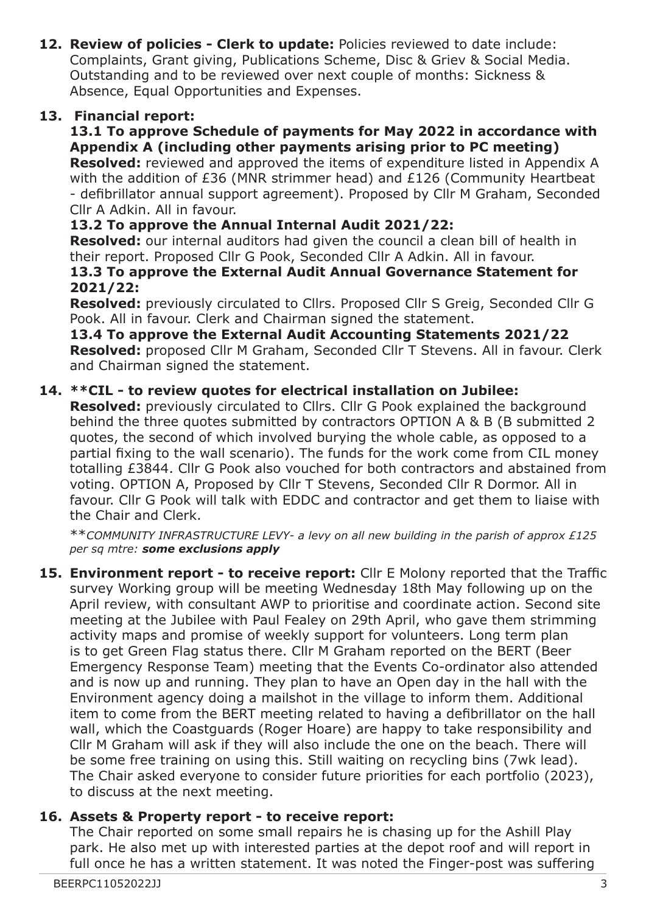**12. Review of policies - Clerk to update:** Policies reviewed to date include: Complaints, Grant giving, Publications Scheme, Disc & Griev & Social Media. Outstanding and to be reviewed over next couple of months: Sickness & Absence, Equal Opportunities and Expenses.

**13. Financial report:**

**13.1 To approve Schedule of payments for May 2022 in accordance with Appendix A (including other payments arising prior to PC meeting)**
**Resolved:** reviewed and approved the items of expenditure listed in Appendix A with the addition of £36 (MNR strimmer head) and £126 (Community Heartbeat - defibrillator annual support agreement). Proposed by Cllr M Graham, Seconded Cllr A Adkin. All in favour.

**13.2 To approve the Annual Internal Audit 2021/22:**
**Resolved:** our internal auditors had given the council a clean bill of health in their report. Proposed Cllr G Pook, Seconded Cllr A Adkin. All in favour.

**13.3 To approve the External Audit Annual Governance Statement for 2021/22:**
**Resolved:** previously circulated to Cllrs. Proposed Cllr S Greig, Seconded Cllr G Pook. All in favour. Clerk and Chairman signed the statement.

**13.4 To approve the External Audit Accounting Statements 2021/22**
**Resolved:** proposed Cllr M Graham, Seconded Cllr T Stevens. All in favour. Clerk and Chairman signed the statement.

**14. **CIL - to review quotes for electrical installation on Jubilee:**
**Resolved:** previously circulated to Cllrs. Cllr G Pook explained the background behind the three quotes submitted by contractors OPTION A & B (B submitted 2 quotes, the second of which involved burying the whole cable, as opposed to a partial fixing to the wall scenario). The funds for the work come from CIL money totalling £3844. Cllr G Pook also vouched for both contractors and abstained from voting. OPTION A, Proposed by Cllr T Stevens, Seconded Cllr R Dormor. All in favour. Cllr G Pook will talk with EDDC and contractor and get them to liaise with the Chair and Clerk.

***\*\*COMMUNITY INFRASTRUCTURE LEVY- a levy on all new building in the parish of approx £125 per sq mtre:* ***some exclusions apply***

**15. Environment report - to receive report:** Cllr E Molony reported that the Traffic survey Working group will be meeting Wednesday 18th May following up on the April review, with consultant AWP to prioritise and coordinate action. Second site meeting at the Jubilee with Paul Fealey on 29th April, who gave them strimming activity maps and promise of weekly support for volunteers. Long term plan is to get Green Flag status there. Cllr M Graham reported on the BERT (Beer Emergency Response Team) meeting that the Events Co-ordinator also attended and is now up and running. They plan to have an Open day in the hall with the Environment agency doing a mailshot in the village to inform them. Additional item to come from the BERT meeting related to having a defibrillator on the hall wall, which the Coastguards (Roger Hoare) are happy to take responsibility and Cllr M Graham will ask if they will also include the one on the beach. There will be some free training on using this. Still waiting on recycling bins (7wk lead). The Chair asked everyone to consider future priorities for each portfolio (2023), to discuss at the next meeting.

**16. Assets & Property report - to receive report:**
The Chair reported on some small repairs he is chasing up for the Ashill Play park. He also met up with interested parties at the depot roof and will report in full once he has a written statement. It was noted the Finger-post was suffering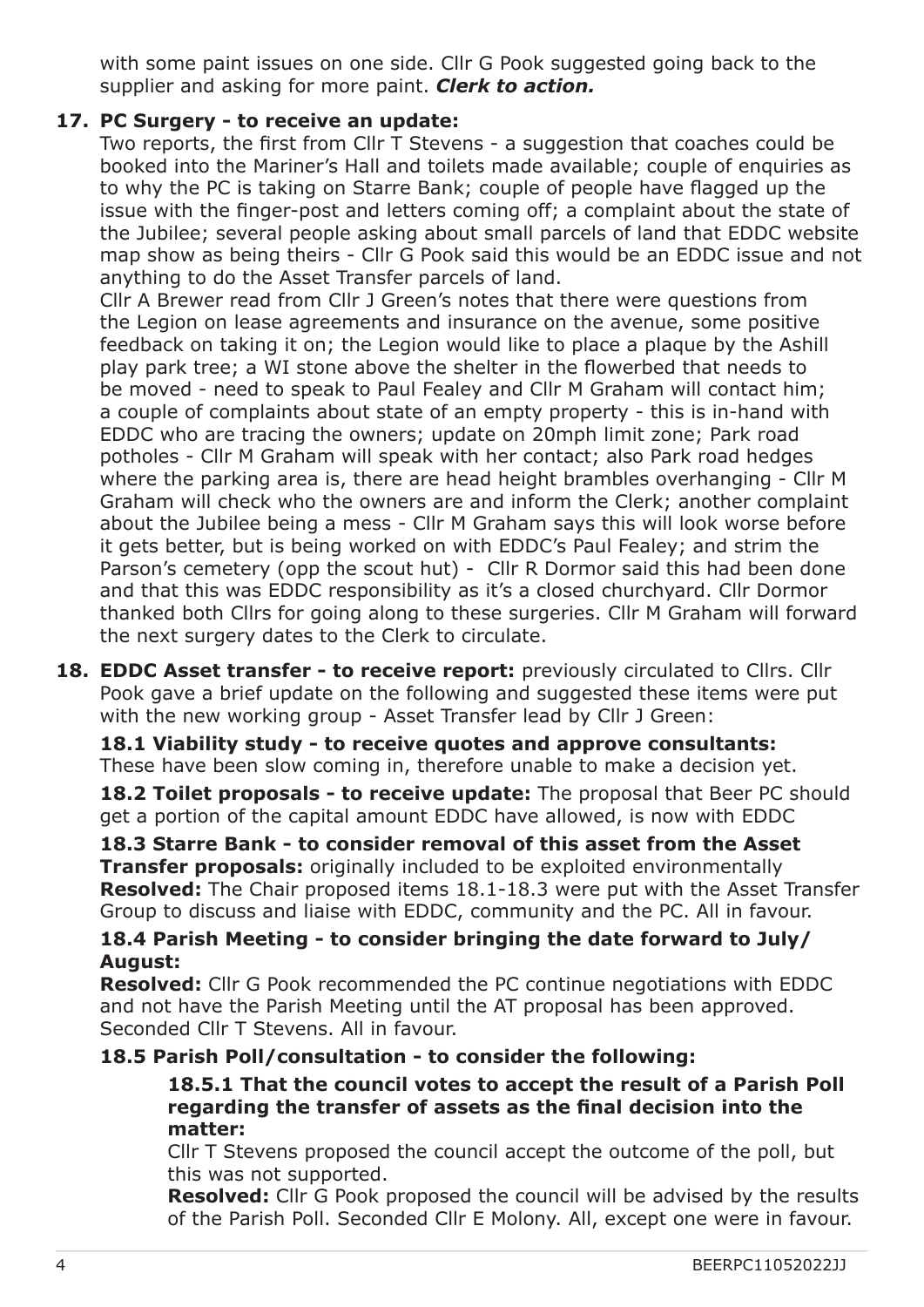with some paint issues on one side. Cllr G Pook suggested going back to the supplier and asking for more paint. ***Clerk to action.***

**17. PC Surgery - to receive an update:**

Two reports, the first from Cllr T Stevens - a suggestion that coaches could be booked into the Mariner's Hall and toilets made available; couple of enquiries as to why the PC is taking on Starre Bank; couple of people have flagged up the issue with the finger-post and letters coming off; a complaint about the state of the Jubilee; several people asking about small parcels of land that EDDC website map show as being theirs - Cllr G Pook said this would be an EDDC issue and not anything to do the Asset Transfer parcels of land.

Cllr A Brewer read from Cllr J Green's notes that there were questions from the Legion on lease agreements and insurance on the avenue, some positive feedback on taking it on; the Legion would like to place a plaque by the Ashill play park tree; a WI stone above the shelter in the flowerbed that needs to be moved - need to speak to Paul Fealey and Cllr M Graham will contact him; a couple of complaints about state of an empty property - this is in-hand with EDDC who are tracing the owners; update on 20mph limit zone; Park road potholes - Cllr M Graham will speak with her contact; also Park road hedges where the parking area is, there are head height brambles overhanging - Cllr M Graham will check who the owners are and inform the Clerk; another complaint about the Jubilee being a mess - Cllr M Graham says this will look worse before it gets better, but is being worked on with EDDC's Paul Fealey; and strim the Parson's cemetery (opp the scout hut) - Cllr R Dormor said this had been done and that this was EDDC responsibility as it's a closed churchyard. Cllr Dormor thanked both Cllrs for going along to these surgeries. Cllr M Graham will forward the next surgery dates to the Clerk to circulate.

**18. EDDC Asset transfer - to receive report:** previously circulated to Cllrs. Cllr Pook gave a brief update on the following and suggested these items were put with the new working group - Asset Transfer lead by Cllr J Green:

**18.1 Viability study - to receive quotes and approve consultants:** These have been slow coming in, therefore unable to make a decision yet.

**18.2 Toilet proposals - to receive update:** The proposal that Beer PC should get a portion of the capital amount EDDC have allowed, is now with EDDC

**18.3 Starre Bank - to consider removal of this asset from the Asset Transfer proposals:** originally included to be exploited environmentally
**Resolved:** The Chair proposed items 18.1-18.3 were put with the Asset Transfer Group to discuss and liaise with EDDC, community and the PC. All in favour.

**18.4 Parish Meeting - to consider bringing the date forward to July/ August:**

**Resolved:** Cllr G Pook recommended the PC continue negotiations with EDDC and not have the Parish Meeting until the AT proposal has been approved. Seconded Cllr T Stevens. All in favour.

**18.5 Parish Poll/consultation - to consider the following:**

**18.5.1 That the council votes to accept the result of a Parish Poll regarding the transfer of assets as the final decision into the matter:**

Cllr T Stevens proposed the council accept the outcome of the poll, but this was not supported.

**Resolved:** Cllr G Pook proposed the council will be advised by the results of the Parish Poll. Seconded Cllr E Molony. All, except one were in favour.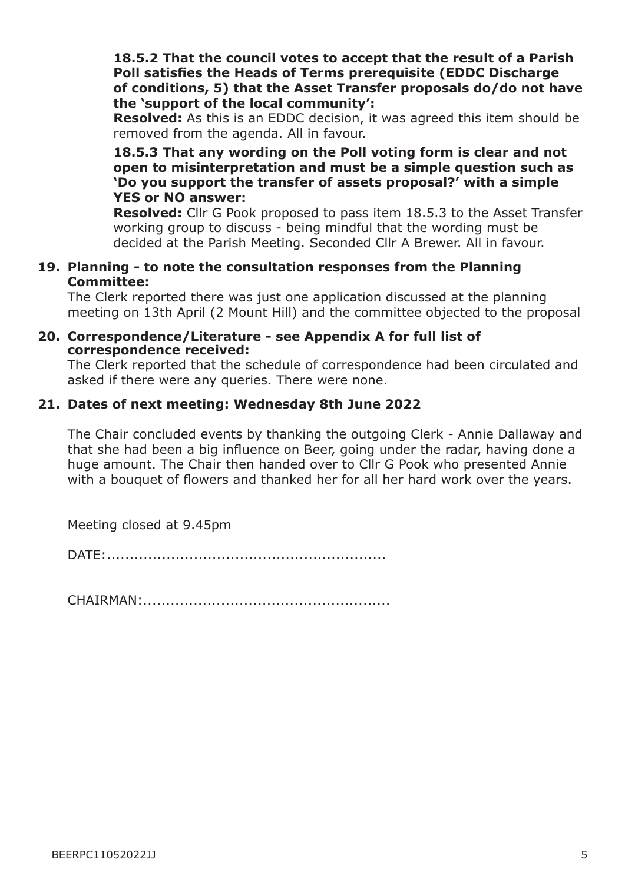**18.5.2 That the council votes to accept that the result of a Parish Poll satisfies the Heads of Terms prerequisite (EDDC Discharge of conditions, 5) that the Asset Transfer proposals do/do not have the 'support of the local community':**

**Resolved:** As this is an EDDC decision, it was agreed this item should be removed from the agenda. All in favour.

**18.5.3 That any wording on the Poll voting form is clear and not open to misinterpretation and must be a simple question such as 'Do you support the transfer of assets proposal?' with a simple YES or NO answer:**

**Resolved:** Cllr G Pook proposed to pass item 18.5.3 to the Asset Transfer working group to discuss - being mindful that the wording must be decided at the Parish Meeting. Seconded Cllr A Brewer. All in favour.

**19. Planning - to note the consultation responses from the Planning Committee:**

The Clerk reported there was just one application discussed at the planning meeting on 13th April (2 Mount Hill) and the committee objected to the proposal

**20. Correspondence/Literature - see Appendix A for full list of correspondence received:**

The Clerk reported that the schedule of correspondence had been circulated and asked if there were any queries. There were none.

**21. Dates of next meeting: Wednesday 8th June 2022**

The Chair concluded events by thanking the outgoing Clerk - Annie Dallaway and that she had been a big influence on Beer, going under the radar, having done a huge amount. The Chair then handed over to Cllr G Pook who presented Annie with a bouquet of flowers and thanked her for all her hard work over the years.

Meeting closed at 9.45pm

DATE:............................................................

CHAIRMAN:....................................................

BEERPC11052022JJ